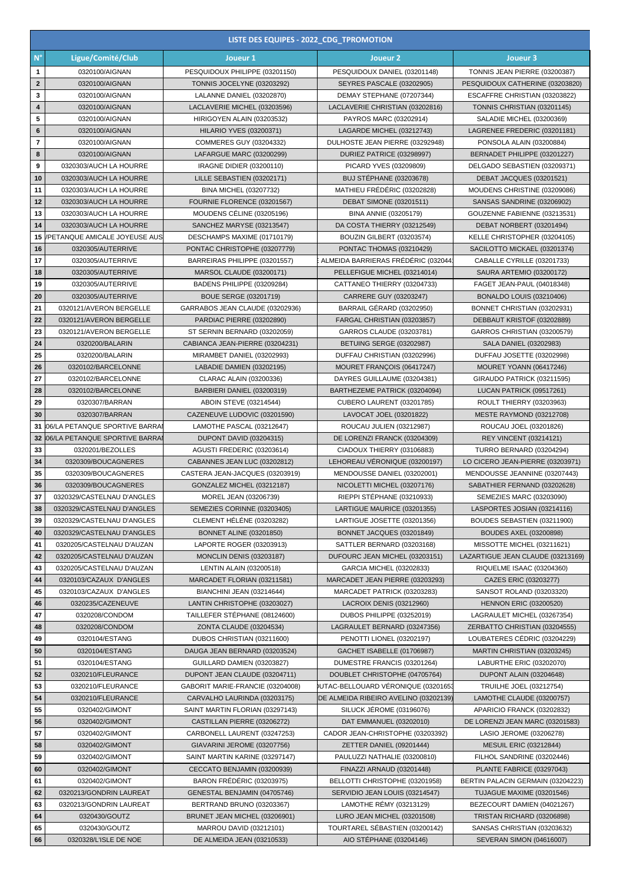| LISTE DES EQUIPES - 2022_CDG_TPROMOTION | | | | |
|---|---|---|---|---|
| N° | Ligue/Comité/Club | Joueur 1 | Joueur 2 | Joueur 3 |
| 1 | 0320100/AIGNAN | PESQUIDOUX PHILIPPE (03201150) | PESQUIDOUX DANIEL (03201148) | TONNIS JEAN PIERRE (03200387) |
| 2 | 0320100/AIGNAN | TONNIS JOCELYNE (03203292) | SEYRES PASCALE (03202905) | PESQUIDOUX CATHERINE (03203820) |
| 3 | 0320100/AIGNAN | LALANNE DANIEL (03202870) | DEMAY STEPHANE (07207344) | ESCAFFRE CHRISTIAN (03203822) |
| 4 | 0320100/AIGNAN | LACLAVERIE MICHEL (03203596) | LACLAVERIE CHRISTIAN (03202816) | TONNIS CHRISTIAN (03201145) |
| 5 | 0320100/AIGNAN | HIRIGOYEN ALAIN (03203532) | PAYROS MARC (03202914) | SALADIE MICHEL (03200369) |
| 6 | 0320100/AIGNAN | HILARIO YVES (03200371) | LAGARDE MICHEL (03212743) | LAGRENEE FREDERIC (03201181) |
| 7 | 0320100/AIGNAN | COMMERES GUY (03204332) | DULHOSTE JEAN PIERRE (03292948) | PONSOLA ALAIN (03200884) |
| 8 | 0320100/AIGNAN | LAFARGUE MARC (03200299) | DURIEZ PATRICE (03298997) | BERNADET PHILIPPE (03201227) |
| 9 | 0320303/AUCH LA HOURRE | IRAGNE DIDIER (03200110) | PICARD YVES (03209809) | DELGADO SEBASTIEN (03209371) |
| 10 | 0320303/AUCH LA HOURRE | LILLE SEBASTIEN (03202171) | BUJ STÉPHANE (03203678) | DEBAT JACQUES (03201521) |
| 11 | 0320303/AUCH LA HOURRE | BINA MICHEL (03207732) | MATHIEU FRÉDÉRIC (03202828) | MOUDENS CHRISTINE (03209086) |
| 12 | 0320303/AUCH LA HOURRE | FOURNIE FLORENCE (03201567) | DEBAT SIMONE (03201511) | SANSAS SANDRINE (03206902) |
| 13 | 0320303/AUCH LA HOURRE | MOUDENS CÉLINE (03205196) | BINA ANNIE (03205179) | GOUZENNE FABIENNE (03213531) |
| 14 | 0320303/AUCH LA HOURRE | SANCHEZ MARYSE (03213547) | DA COSTA THIERRY (03212549) | DEBAT NORBERT (03201494) |
| 15 | /PETANQUE AMICALE JOYEUSE AUS | DESCHAMPS MAXIME (01710179) | BOUZIN GILBERT (03203574) | KELLE CHRISTOPHER (03204105) |
| 16 | 0320305/AUTERRIVE | PONTAC CHRISTOPHE (03207779) | PONTAC THOMAS (03210429) | SACILOTTO MICKAEL (03201374) |
| 17 | 0320305/AUTERRIVE | BARREIRAS PHILIPPE (03201557) | ALMEIDA BARRIERAS FRÉDÉRIC (032044 | CABALLE CYRILLE (03201733) |
| 18 | 0320305/AUTERRIVE | MARSOL CLAUDE (03200171) | PELLEFIGUE MICHEL (03214014) | SAURA ARTEMIO (03200172) |
| 19 | 0320305/AUTERRIVE | BADENS PHILIPPE (03209284) | CATTANEO THIERRY (03204733) | FAGET JEAN-PAUL (04018348) |
| 20 | 0320305/AUTERRIVE | BOUE SERGE (03201719) | CARRERE GUY (03203247) | BONALDO LOUIS (03210406) |
| 21 | 0320121/AVERON BERGELLE | GARRABOS JEAN CLAUDE (03202936) | BARRAIL GÉRARD (03202950) | BONNET CHRISTIAN (03202931) |
| 22 | 0320121/AVERON BERGELLE | PARDIAC PIERRE (03202890) | FARGAL CHRISTIAN (03203857) | DEBBAUT KRISTOF (03202889) |
| 23 | 0320121/AVERON BERGELLE | ST SERNIN BERNARD (03202059) | GARROS CLAUDE (03203781) | GARROS CHRISTIAN (03200579) |
| 24 | 0320200/BALARIN | CABIANCA JEAN-PIERRE (03204231) | BETUING SERGE (03202987) | SALA DANIEL (03202983) |
| 25 | 0320200/BALARIN | MIRAMBET DANIEL (03202993) | DUFFAU CHRISTIAN (03202996) | DUFFAU JOSETTE (03202998) |
| 26 | 0320102/BARCELONNE | LABADIE DAMIEN (03202195) | MOURET FRANÇOIS (06417247) | MOURET YOANN (06417246) |
| 27 | 0320102/BARCELONNE | CLARAC ALAIN (03200336) | DAYRES GUILLAUME (03204381) | GIRAUDO PATRICK (03211595) |
| 28 | 0320102/BARCELONNE | BARBIERI DANIEL (03200319) | BARTHEZEME PATRICK (03204094) | LUCAN PATRICK (09517261) |
| 29 | 0320307/BARRAN | ABOIN STEVE (03214544) | CUBERO LAURENT (03201785) | ROULT THIERRY (03203963) |
| 30 | 0320307/BARRAN | CAZENEUVE LUDOVIC (03201590) | LAVOCAT JOEL (03201822) | MESTE RAYMOND (03212708) |
| 31 | 06/LA PETANQUE SPORTIVE BARRAI | LAMOTHE PASCAL (03212647) | ROUCAU JULIEN (03212987) | ROUCAU JOEL (03201826) |
| 32 | 06/LA PETANQUE SPORTIVE BARRAI | DUPONT DAVID (03204315) | DE LORENZI FRANCK (03204309) | REY VINCENT (03214121) |
| 33 | 0320201/BEZOLLES | AGUSTI FREDERIC (03203614) | CIADOUX THIERRY (03106883) | TURRO BERNARD (03204294) |
| 34 | 0320309/BOUCAGNERES | CABANNES JEAN LUC (03202812) | LEHOREAU VÉRONIQUE (03200197) | LO CICERO JEAN-PIERRE (03203971) |
| 35 | 0320309/BOUCAGNERES | CASTERA JEAN-JACQUES (03203919) | MENDOUSSE DANIEL (03202001) | MENDOUSSE JEANNINE (03207443) |
| 36 | 0320309/BOUCAGNERES | GONZALEZ MICHEL (03212187) | NICOLETTI MICHEL (03207176) | SABATHIER FERNAND (03202628) |
| 37 | 0320329/CASTELNAU D'ANGLES | MOREL JEAN (03206739) | RIEPPI STÉPHANE (03210933) | SEMEZIES MARC (03203090) |
| 38 | 0320329/CASTELNAU D'ANGLES | SEMEZIES CORINNE (03203405) | LARTIGUE MAURICE (03201355) | LASPORTES JOSIAN (03214116) |
| 39 | 0320329/CASTELNAU D'ANGLES | CLEMENT HÉLÈNE (03203282) | LARTIGUE JOSETTE (03201356) | BOUDES SEBASTIEN (03211900) |
| 40 | 0320329/CASTELNAU D'ANGLES | BONNET ALINE (03201850) | BONNET JACQUES (03201849) | BOUDES AXEL (03200898) |
| 41 | 0320205/CASTELNAU D'AUZAN | LAPORTE ROGER (03203913) | SATTLER BERNARD (03203168) | MISSOTTE MICHEL (03211621) |
| 42 | 0320205/CASTELNAU D'AUZAN | MONCLIN DENIS (03203187) | DUFOURC JEAN MICHEL (03203151) | LAZARTIGUE JEAN CLAUDE (03213169) |
| 43 | 0320205/CASTELNAU D'AUZAN | LENTIN ALAIN (03200518) | GARCIA MICHEL (03202833) | RIQUELME ISAAC (03204360) |
| 44 | 0320103/CAZAUX D'ANGLES | MARCADET FLORIAN (03211581) | MARCADET JEAN PIERRE (03203293) | CAZES ERIC (03203277) |
| 45 | 0320103/CAZAUX D'ANGLES | BIANCHINI JEAN (03214644) | MARCADET PATRICK (03203283) | SANSOT ROLAND (03203320) |
| 46 | 0320235/CAZENEUVE | LANTIN CHRISTOPHE (03203027) | LACROIX DENIS (03212960) | HENNON ERIC (03200520) |
| 47 | 0320208/CONDOM | TAILLEFER STÉPHANE (08124600) | DUBOS PHILIPPE (03252019) | LAGRAULET MICHEL (03267354) |
| 48 | 0320208/CONDOM | ZONTA CLAUDE (03204534) | LAGRAULET BERNARD (03247356) | ZERBATTO CHRISTIAN (03204555) |
| 49 | 0320104/ESTANG | DUBOS CHRISTIAN (03211600) | PENOTTI LIONEL (03202197) | LOUBATERES CÉDRIC (03204229) |
| 50 | 0320104/ESTANG | DAUGA JEAN BERNARD (03203524) | GACHET ISABELLE (01706987) | MARTIN CHRISTIAN (03203245) |
| 51 | 0320104/ESTANG | GUILLARD DAMIEN (03203827) | DUMESTRE FRANCIS (03201264) | LABURTHE ERIC (03202070) |
| 52 | 0320210/FLEURANCE | DUPONT JEAN CLAUDE (03204711) | DOUBLET CHRISTOPHE (04705764) | DUPONT ALAIN (03204648) |
| 53 | 0320210/FLEURANCE | GABORIT MARIE-FRANCIE (03204008) | )UTAC-BELLOUARD VÉRONIQUE (0320165 | TRUILHE JOEL (03212754) |
| 54 | 0320210/FLEURANCE | CARVALHO LAURINDA (03203175) | DE ALMEIDA RIBEIRO AVELINO (03202139) | LAMOTHE CLAUDE (03200757) |
| 55 | 0320402/GIMONT | SAINT MARTIN FLORIAN (03297143) | SILUCK JÉROME (03196076) | APARICIO FRANCK (03202832) |
| 56 | 0320402/GIMONT | CASTILLAN PIERRE (03206272) | DAT EMMANUEL (03202010) | DE LORENZI JEAN MARC (03201583) |
| 57 | 0320402/GIMONT | CARBONELL LAURENT (03247253) | CADOR JEAN-CHRISTOPHE (03203392) | LASIO JEROME (03206278) |
| 58 | 0320402/GIMONT | GIAVARINI JEROME (03207756) | ZETTER DANIEL (09201844) | MESUIL ERIC (03212844) |
| 59 | 0320402/GIMONT | SAINT MARTIN KARINE (03297147) | PAULUZZI NATHALIE (03200810) | FILHOL SANDRINE (03202446) |
| 60 | 0320402/GIMONT | CECCATO BENJAMIN (03200939) | FINAZZI ARNAUD (03201448) | PLANTE FABRICE (03297043) |
| 61 | 0320402/GIMONT | BARON FRÉDÉRIC (03203975) | BELLOTTI CHRISTOPHE (03201958) | BERTIN PALACIN GERMAIN (03204223) |
| 62 | 0320213/GONDRIN LAUREAT | GENESTAL BENJAMIN (04705746) | SERVIDIO JEAN LOUIS (03214547) | TUJAGUE MAXIME (03201546) |
| 63 | 0320213/GONDRIN LAUREAT | BERTRAND BRUNO (03203367) | LAMOTHE RÉMY (03213129) | BEZECOURT DAMIEN (04021267) |
| 64 | 0320430/GOUTZ | BRUNET JEAN MICHEL (03206901) | LURO JEAN MICHEL (03201508) | TRISTAN RICHARD (03206898) |
| 65 | 0320430/GOUTZ | MARROU DAVID (03212101) | TOURTAREL SÉBASTIEN (03200142) | SANSAS CHRISTIAN (03203632) |
| 66 | 0320328/L'ISLE DE NOE | DE ALMEIDA JEAN (03210533) | AIO STÉPHANE (03204146) | SEVERAN SIMON (04616007) |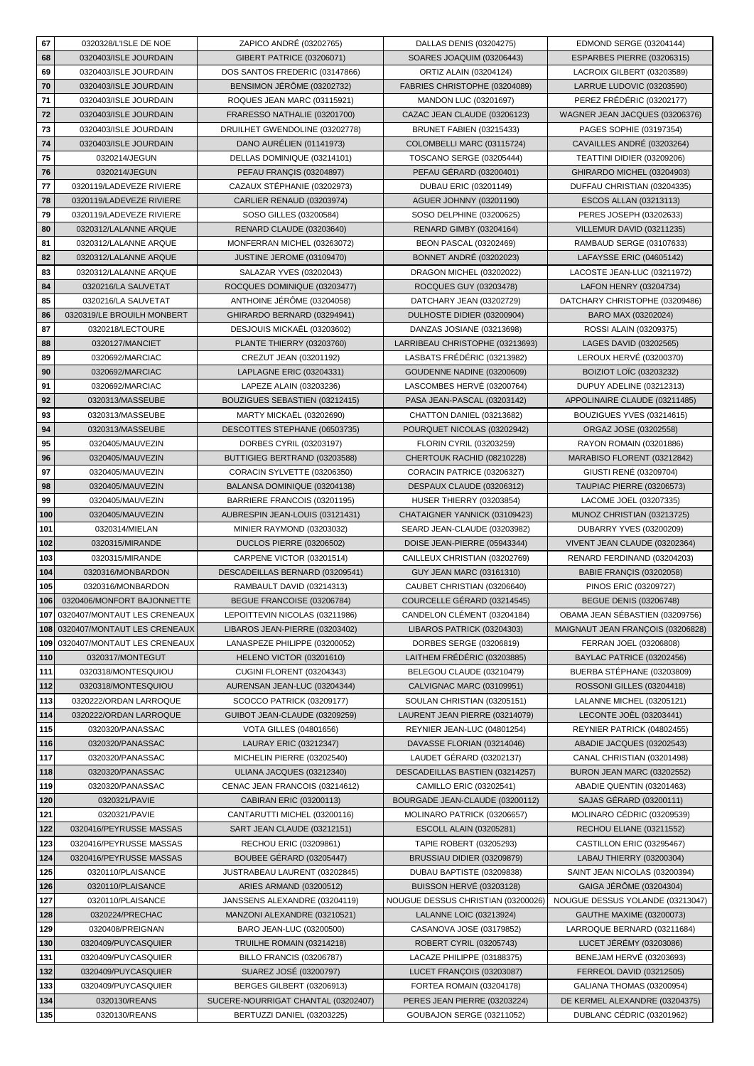| 67 | 0320328/L'ISLE DE NOE | ZAPICO ANDRÉ (03202765) | DALLAS DENIS (03204275) | EDMOND SERGE (03204144) |
|---|---|---|---|---|
| 68 | 0320403/ISLE JOURDAIN | GIBERT PATRICE (03206071) | SOARES JOAQUIM (03206443) | ESPARBES PIERRE (03206315) |
| 69 | 0320403/ISLE JOURDAIN | DOS SANTOS FREDERIC (03147866) | ORTIZ ALAIN (03204124) | LACROIX GILBERT (03203589) |
| 70 | 0320403/ISLE JOURDAIN | BENSIMON JÉRÔME (03202732) | FABRIES CHRISTOPHE (03204089) | LARRUE LUDOVIC (03203590) |
| 71 | 0320403/ISLE JOURDAIN | ROQUES JEAN MARC (03115921) | MANDON LUC (03201697) | PEREZ FRÉDÉRIC (03202177) |
| 72 | 0320403/ISLE JOURDAIN | FRARESSO NATHALIE (03201700) | CAZAC JEAN CLAUDE (03206123) | WAGNER JEAN JACQUES (03206376) |
| 73 | 0320403/ISLE JOURDAIN | DRUILHET GWENDOLINE (03202778) | BRUNET FABIEN (03215433) | PAGES SOPHIE (03197354) |
| 74 | 0320403/ISLE JOURDAIN | DANO AURÉLIEN (01141973) | COLOMBELLI MARC (03115724) | CAVAILLES ANDRÉ (03203264) |
| 75 | 0320214/JEGUN | DELLAS DOMINIQUE (03214101) | TOSCANO SERGE (03205444) | TEATTINI DIDIER (03209206) |
| 76 | 0320214/JEGUN | PEFAU FRANÇIS (03204897) | PEFAU GÉRARD (03200401) | GHIRARDO MICHEL (03204903) |
| 77 | 0320119/LADEVEZE RIVIERE | CAZAUX STÉPHANIE (03202973) | DUBAU ERIC (03201149) | DUFFAU CHRISTIAN (03204335) |
| 78 | 0320119/LADEVEZE RIVIERE | CARLIER RENAUD (03203974) | AGUER JOHNNY (03201190) | ESCOS ALLAN (03213113) |
| 79 | 0320119/LADEVEZE RIVIERE | SOSO GILLES (03200584) | SOSO DELPHINE (03200625) | PERES JOSEPH (03202633) |
| 80 | 0320312/LALANNE ARQUE | RENARD CLAUDE (03203640) | RENARD GIMBY (03204164) | VILLEMUR DAVID (03211235) |
| 81 | 0320312/LALANNE ARQUE | MONFERRAN MICHEL (03263072) | BEON PASCAL (03202469) | RAMBAUD SERGE (03107633) |
| 82 | 0320312/LALANNE ARQUE | JUSTINE JEROME (03109470) | BONNET ANDRÉ (03202023) | LAFAYSSE ERIC (04605142) |
| 83 | 0320312/LALANNE ARQUE | SALAZAR YVES (03202043) | DRAGON MICHEL (03202022) | LACOSTE JEAN-LUC (03211972) |
| 84 | 0320216/LA SAUVETAT | ROCQUES DOMINIQUE (03203477) | ROCQUES GUY (03203478) | LAFON HENRY (03204734) |
| 85 | 0320216/LA SAUVETAT | ANTHOINE JÉRÔME (03204058) | DATCHARY JEAN (03202729) | DATCHARY CHRISTOPHE (03209486) |
| 86 | 0320319/LE BROUILH MONBERT | GHIRARDO BERNARD (03294941) | DULHOSTE DIDIER (03200904) | BARO MAX (03202024) |
| 87 | 0320218/LECTOURE | DESJOUIS MICKAËL (03203602) | DANZAS JOSIANE (03213698) | ROSSI ALAIN (03209375) |
| 88 | 0320127/MANCIET | PLANTE THIERRY (03203760) | LARRIBEAU CHRISTOPHE (03213693) | LAGES DAVID (03202565) |
| 89 | 0320692/MARCIAC | CREZUT JEAN (03201192) | LASBATS FRÉDÉRIC (03213982) | LEROUX HERVÉ (03200370) |
| 90 | 0320692/MARCIAC | LAPLAGNE ERIC (03204331) | GOUDENNE NADINE (03200609) | BOIZIOT LOÏC (03203232) |
| 91 | 0320692/MARCIAC | LAPEZE ALAIN (03203236) | LASCOMBES HERVÉ (03200764) | DUPUY ADELINE (03212313) |
| 92 | 0320313/MASSEUBE | BOUZIGUES SEBASTIEN (03212415) | PASA JEAN-PASCAL (03203142) | APPOLINAIRE CLAUDE (03211485) |
| 93 | 0320313/MASSEUBE | MARTY MICKAËL (03202690) | CHATTON DANIEL (03213682) | BOUZIGUES YVES (03214615) |
| 94 | 0320313/MASSEUBE | DESCOTTES STEPHANE (06503735) | POURQUET NICOLAS (03202942) | ORGAZ JOSE (03202558) |
| 95 | 0320405/MAUVEZIN | DORBES CYRIL (03203197) | FLORIN CYRIL (03203259) | RAYON ROMAIN (03201886) |
| 96 | 0320405/MAUVEZIN | BUTTIGIEG BERTRAND (03203588) | CHERTOUK RACHID (08210228) | MARABISO FLORENT (03212842) |
| 97 | 0320405/MAUVEZIN | CORACIN SYLVETTE (03206350) | CORACIN PATRICE (03206327) | GIUSTI RENÉ (03209704) |
| 98 | 0320405/MAUVEZIN | BALANSA DOMINIQUE (03204138) | DESPAUX CLAUDE (03206312) | TAUPIAC PIERRE (03206573) |
| 99 | 0320405/MAUVEZIN | BARRIERE FRANCOIS (03201195) | HUSER THIERRY (03203854) | LACOME JOEL (03207335) |
| 100 | 0320405/MAUVEZIN | AUBRESPIN JEAN-LOUIS (03121431) | CHATAIGNER YANNICK (03109423) | MUNOZ CHRISTIAN (03213725) |
| 101 | 0320314/MIELAN | MINIER RAYMOND (03203032) | SEARD JEAN-CLAUDE (03203982) | DUBARRY YVES (03200209) |
| 102 | 0320315/MIRANDE | DUCLOS PIERRE (03206502) | DOISE JEAN-PIERRE (05943344) | VIVENT JEAN CLAUDE (03202364) |
| 103 | 0320315/MIRANDE | CARPENE VICTOR (03201514) | CAILLEUX CHRISTIAN (03202769) | RENARD FERDINAND (03204203) |
| 104 | 0320316/MONBARDON | DESCADEILLAS BERNARD (03209541) | GUY JEAN MARC (03161310) | BABIE FRANÇIS (03202058) |
| 105 | 0320316/MONBARDON | RAMBAULT DAVID (03214313) | CAUBET CHRISTIAN (03206640) | PINOS ERIC (03209727) |
| 106 | 0320406/MONFORT BAJONNETTE | BEGUE FRANCOISE (03206784) | COURCELLE GÉRARD (03214545) | BEGUE DENIS (03206748) |
| 107 | 0320407/MONTAUT LES CRENEAUX | LEPOITTEVIN NICOLAS (03211986) | CANDELON CLÉMENT (03204184) | OBAMA JEAN SÉBASTIEN (03209756) |
| 108 | 0320407/MONTAUT LES CRENEAUX | LIBAROS JEAN-PIERRE (03203402) | LIBAROS PATRICK (03204303) | MAIGNAUT JEAN FRANÇOIS (03206828) |
| 109 | 0320407/MONTAUT LES CRENEAUX | LANASPEZE PHILIPPE (03200052) | DORBES SERGE (03206819) | FERRAN JOEL (03206808) |
| 110 | 0320317/MONTEGUT | HELENO VICTOR (03201610) | LAITHEM FRÉDÉRIC (03203885) | BAYLAC PATRICE (03202456) |
| 111 | 0320318/MONTESQUIOU | CUGINI FLORENT (03204343) | BELEGOU CLAUDE (03210479) | BUERBA STÉPHANE (03203809) |
| 112 | 0320318/MONTESQUIOU | AURENSAN JEAN-LUC (03204344) | CALVIGNAC MARC (03109951) | ROSSONI GILLES (03204418) |
| 113 | 0320222/ORDAN LARROQUE | SCOCCO PATRICK (03209177) | SOULAN CHRISTIAN (03205151) | LALANNE MICHEL (03205121) |
| 114 | 0320222/ORDAN LARROQUE | GUIBOT JEAN-CLAUDE (03209259) | LAURENT JEAN PIERRE (03214079) | LECONTE JOËL (03203441) |
| 115 | 0320320/PANASSAC | VOTA GILLES (04801656) | REYNIER JEAN-LUC (04801254) | REYNIER PATRICK (04802455) |
| 116 | 0320320/PANASSAC | LAURAY ERIC (03212347) | DAVASSE FLORIAN (03214046) | ABADIE JACQUES (03202543) |
| 117 | 0320320/PANASSAC | MICHELIN PIERRE (03202540) | LAUDET GÉRARD (03202137) | CANAL CHRISTIAN (03201498) |
| 118 | 0320320/PANASSAC | ULIANA JACQUES (03212340) | DESCADEILLAS BASTIEN (03214257) | BURON JEAN MARC (03202552) |
| 119 | 0320320/PANASSAC | CENAC JEAN FRANCOIS (03214612) | CAMILLO ERIC (03202541) | ABADIE QUENTIN (03201463) |
| 120 | 0320321/PAVIE | CABIRAN ERIC (03200113) | BOURGADE JEAN-CLAUDE (03200112) | SAJAS GÉRARD (03200111) |
| 121 | 0320321/PAVIE | CANTARUTTI MICHEL (03200116) | MOLINARO PATRICK (03206657) | MOLINARO CÉDRIC (03209539) |
| 122 | 0320416/PEYRUSSE MASSAS | SART JEAN CLAUDE (03212151) | ESCOLL ALAIN (03205281) | RECHOU ELIANE (03211552) |
| 123 | 0320416/PEYRUSSE MASSAS | RECHOU ERIC (03209861) | TAPIE ROBERT (03205293) | CASTILLON ERIC (03295467) |
| 124 | 0320416/PEYRUSSE MASSAS | BOUBEE GÉRARD (03205447) | BRUSSIAU DIDIER (03209879) | LABAU THIERRY (03200304) |
| 125 | 0320110/PLAISANCE | JUSTRABEAU LAURENT (03202845) | DUBAU BAPTISTE (03209838) | SAINT JEAN NICOLAS (03200394) |
| 126 | 0320110/PLAISANCE | ARIES ARMAND (03200512) | BUISSON HERVÉ (03203128) | GAIGA JÉRÔME (03204304) |
| 127 | 0320110/PLAISANCE | JANSSENS ALEXANDRE (03204119) | NOUGUE DESSUS CHRISTIAN (03200026) | NOUGUE DESSUS YOLANDE (03213047) |
| 128 | 0320224/PRECHAC | MANZONI ALEXANDRE (03210521) | LALANNE LOIC (03213924) | GAUTHE MAXIME (03200073) |
| 129 | 0320408/PREIGNAN | BARO JEAN-LUC (03200500) | CASANOVA JOSE (03179852) | LARROQUE BERNARD (03211684) |
| 130 | 0320409/PUYCASQUIER | TRUILHE ROMAIN (03214218) | ROBERT CYRIL (03205743) | LUCET JÉRÉMY (03203086) |
| 131 | 0320409/PUYCASQUIER | BILLO FRANCIS (03206787) | LACAZE PHILIPPE (03188375) | BENEJAM HERVÉ (03203693) |
| 132 | 0320409/PUYCASQUIER | SUAREZ JOSÉ (03200797) | LUCET FRANÇOIS (03203087) | FERREOL DAVID (03212505) |
| 133 | 0320409/PUYCASQUIER | BERGES GILBERT (03206913) | FORTEA ROMAIN (03204178) | GALIANA THOMAS (03200954) |
| 134 | 0320130/REANS | SUCERE-NOURRIGAT CHANTAL (03202407) | PERES JEAN PIERRE (03203224) | DE KERMEL ALEXANDRE (03204375) |
| 135 | 0320130/REANS | BERTUZZI DANIEL (03203225) | GOUBAJON SERGE (03211052) | DUBLANC CÉDRIC (03201962) |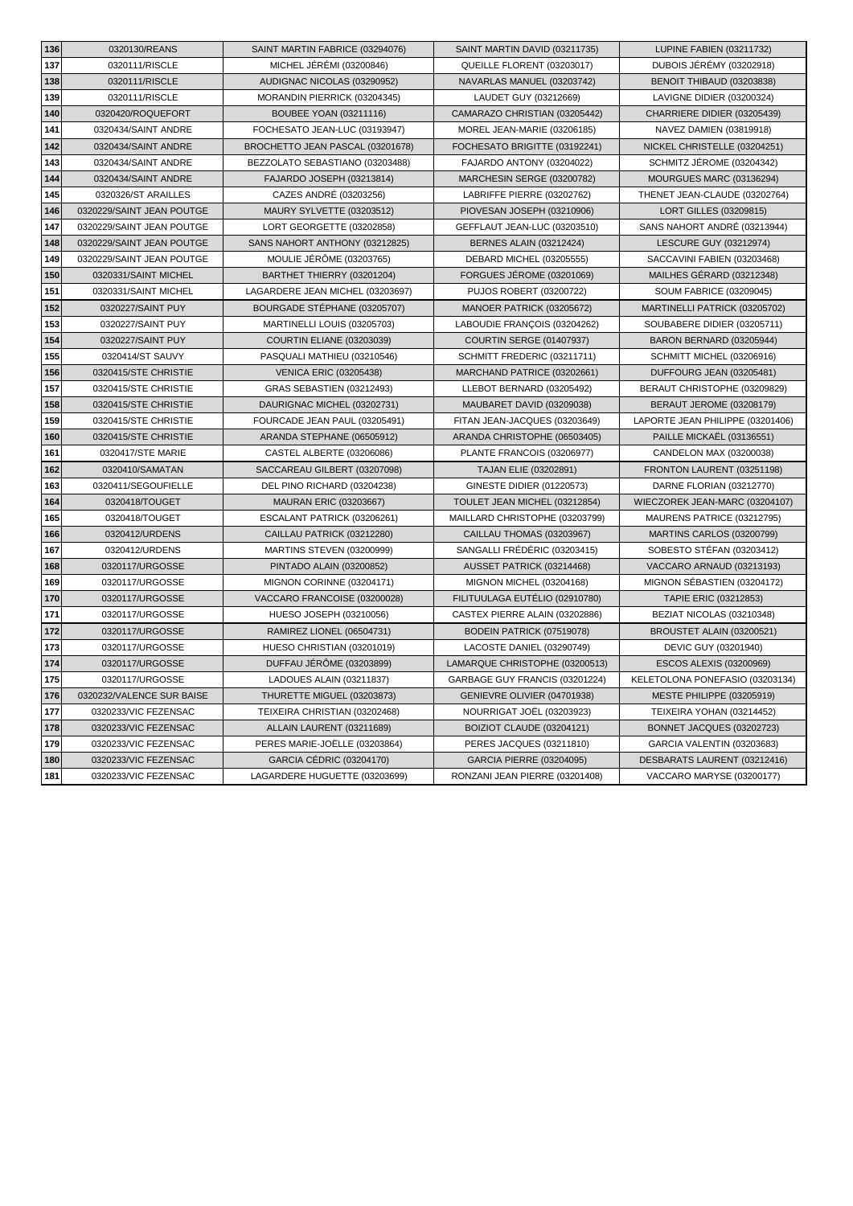| | | | | |
|---|---|---|---|---|
| 136 | 0320130/REANS | SAINT MARTIN FABRICE (03294076) | SAINT MARTIN DAVID (03211735) | LUPINE FABIEN (03211732) |
| 137 | 0320111/RISCLE | MICHEL JÉRÉMI (03200846) | QUEILLE FLORENT (03203017) | DUBOIS JÉRÉMY (03202918) |
| 138 | 0320111/RISCLE | AUDIGNAC NICOLAS (03290952) | NAVARLAS MANUEL (03203742) | BENOIT THIBAUD (03203838) |
| 139 | 0320111/RISCLE | MORANDIN PIERRICK (03204345) | LAUDET GUY (03212669) | LAVIGNE DIDIER (03200324) |
| 140 | 0320420/ROQUEFORT | BOUBEE YOAN (03211116) | CAMARAZO CHRISTIAN (03205442) | CHARRIERE DIDIER (03205439) |
| 141 | 0320434/SAINT ANDRE | FOCHESATO JEAN-LUC (03193947) | MOREL JEAN-MARIE (03206185) | NAVEZ DAMIEN (03819918) |
| 142 | 0320434/SAINT ANDRE | BROCHETTO JEAN PASCAL (03201678) | FOCHESATO BRIGITTE (03192241) | NICKEL CHRISTELLE (03204251) |
| 143 | 0320434/SAINT ANDRE | BEZZOLATO SEBASTIANO (03203488) | FAJARDO ANTONY (03204022) | SCHMITZ JÉROME (03204342) |
| 144 | 0320434/SAINT ANDRE | FAJARDO JOSEPH (03213814) | MARCHESIN SERGE (03200782) | MOURGUES MARC (03136294) |
| 145 | 0320326/ST ARAILLES | CAZES ANDRÉ (03203256) | LABRIFFE PIERRE (03202762) | THENET JEAN-CLAUDE (03202764) |
| 146 | 0320229/SAINT JEAN POUTGE | MAURY SYLVETTE (03203512) | PIOVESAN JOSEPH (03210906) | LORT GILLES (03209815) |
| 147 | 0320229/SAINT JEAN POUTGE | LORT GEORGETTE (03202858) | GEFFLAUT JEAN-LUC (03203510) | SANS NAHORT ANDRÉ (03213944) |
| 148 | 0320229/SAINT JEAN POUTGE | SANS NAHORT ANTHONY (03212825) | BERNES ALAIN (03212424) | LESCURE GUY (03212974) |
| 149 | 0320229/SAINT JEAN POUTGE | MOULIE JÉRÔME (03203765) | DEBARD MICHEL (03205555) | SACCAVINI FABIEN (03203468) |
| 150 | 0320331/SAINT MICHEL | BARTHET THIERRY (03201204) | FORGUES JÉROME (03201069) | MAILHES GÉRARD (03212348) |
| 151 | 0320331/SAINT MICHEL | LAGARDERE JEAN MICHEL (03203697) | PUJOS ROBERT (03200722) | SOUM FABRICE (03209045) |
| 152 | 0320227/SAINT PUY | BOURGADE STÉPHANE (03205707) | MANOER PATRICK (03205672) | MARTINELLI PATRICK (03205702) |
| 153 | 0320227/SAINT PUY | MARTINELLI LOUIS (03205703) | LABOUDIE FRANÇOIS (03204262) | SOUBABERE DIDIER (03205711) |
| 154 | 0320227/SAINT PUY | COURTIN ELIANE (03203039) | COURTIN SERGE (01407937) | BARON BERNARD (03205944) |
| 155 | 0320414/ST SAUVY | PASQUALI MATHIEU (03210546) | SCHMITT FREDERIC (03211711) | SCHMITT MICHEL (03206916) |
| 156 | 0320415/STE CHRISTIE | VENICA ERIC (03205438) | MARCHAND PATRICE (03202661) | DUFFOURG JEAN (03205481) |
| 157 | 0320415/STE CHRISTIE | GRAS SEBASTIEN (03212493) | LLEBOT BERNARD (03205492) | BERAUT CHRISTOPHE (03209829) |
| 158 | 0320415/STE CHRISTIE | DAURIGNAC MICHEL (03202731) | MAUBARET DAVID (03209038) | BERAUT JEROME (03208179) |
| 159 | 0320415/STE CHRISTIE | FOURCADE JEAN PAUL (03205491) | FITAN JEAN-JACQUES (03203649) | LAPORTE JEAN PHILIPPE (03201406) |
| 160 | 0320415/STE CHRISTIE | ARANDA STEPHANE (06505912) | ARANDA CHRISTOPHE (06503405) | PAILLE MICKAËL (03136551) |
| 161 | 0320417/STE MARIE | CASTEL ALBERTE (03206086) | PLANTE FRANCOIS (03206977) | CANDELON MAX (03200038) |
| 162 | 0320410/SAMATAN | SACCAREAU GILBERT (03207098) | TAJAN ELIE (03202891) | FRONTON LAURENT (03251198) |
| 163 | 0320411/SEGOUFIELLE | DEL PINO RICHARD (03204238) | GINESTE DIDIER (01220573) | DARNE FLORIAN (03212770) |
| 164 | 0320418/TOUGET | MAURAN ERIC (03203667) | TOULET JEAN MICHEL (03212854) | WIECZOREK JEAN-MARC (03204107) |
| 165 | 0320418/TOUGET | ESCALANT PATRICK (03206261) | MAILLARD CHRISTOPHE (03203799) | MAURENS PATRICE (03212795) |
| 166 | 0320412/URDENS | CAILLAU PATRICK (03212280) | CAILLAU THOMAS (03203967) | MARTINS CARLOS (03200799) |
| 167 | 0320412/URDENS | MARTINS STEVEN (03200999) | SANGALLI FRÉDÉRIC (03203415) | SOBESTO STÉFAN (03203412) |
| 168 | 0320117/URGOSSE | PINTADO ALAIN (03200852) | AUSSET PATRICK (03214468) | VACCARO ARNAUD (03213193) |
| 169 | 0320117/URGOSSE | MIGNON CORINNE (03204171) | MIGNON MICHEL (03204168) | MIGNON SÉBASTIEN (03204172) |
| 170 | 0320117/URGOSSE | VACCARO FRANCOISE (03200028) | FILITUULAGA EUTÉLIO (02910780) | TAPIE ERIC (03212853) |
| 171 | 0320117/URGOSSE | HUESO JOSEPH (03210056) | CASTEX PIERRE ALAIN (03202886) | BEZIAT NICOLAS (03210348) |
| 172 | 0320117/URGOSSE | RAMIREZ LIONEL (06504731) | BODEIN PATRICK (07519078) | BROUSTET ALAIN (03200521) |
| 173 | 0320117/URGOSSE | HUESO CHRISTIAN (03201019) | LACOSTE DANIEL (03290749) | DEVIC GUY (03201940) |
| 174 | 0320117/URGOSSE | DUFFAU JÉRÔME (03203899) | LAMARQUE CHRISTOPHE (03200513) | ESCOS ALEXIS (03200969) |
| 175 | 0320117/URGOSSE | LADOUES ALAIN (03211837) | GARBAGE GUY FRANCIS (03201224) | KELETOLONA PONEFASIO (03203134) |
| 176 | 0320232/VALENCE SUR BAISE | THURETTE MIGUEL (03203873) | GENIEVRE OLIVIER (04701938) | MESTE PHILIPPE (03205919) |
| 177 | 0320233/VIC FEZENSAC | TEIXEIRA CHRISTIAN (03202468) | NOURRIGAT JOËL (03203923) | TEIXEIRA YOHAN (03214452) |
| 178 | 0320233/VIC FEZENSAC | ALLAIN LAURENT (03211689) | BOIZIOT CLAUDE (03204121) | BONNET JACQUES (03202723) |
| 179 | 0320233/VIC FEZENSAC | PERES MARIE-JOËLLE (03203864) | PERES JACQUES (03211810) | GARCIA VALENTIN (03203683) |
| 180 | 0320233/VIC FEZENSAC | GARCIA CÉDRIC (03204170) | GARCIA PIERRE (03204095) | DESBARATS LAURENT (03212416) |
| 181 | 0320233/VIC FEZENSAC | LAGARDERE HUGUETTE (03203699) | RONZANI JEAN PIERRE (03201408) | VACCARO MARYSE (03200177) |